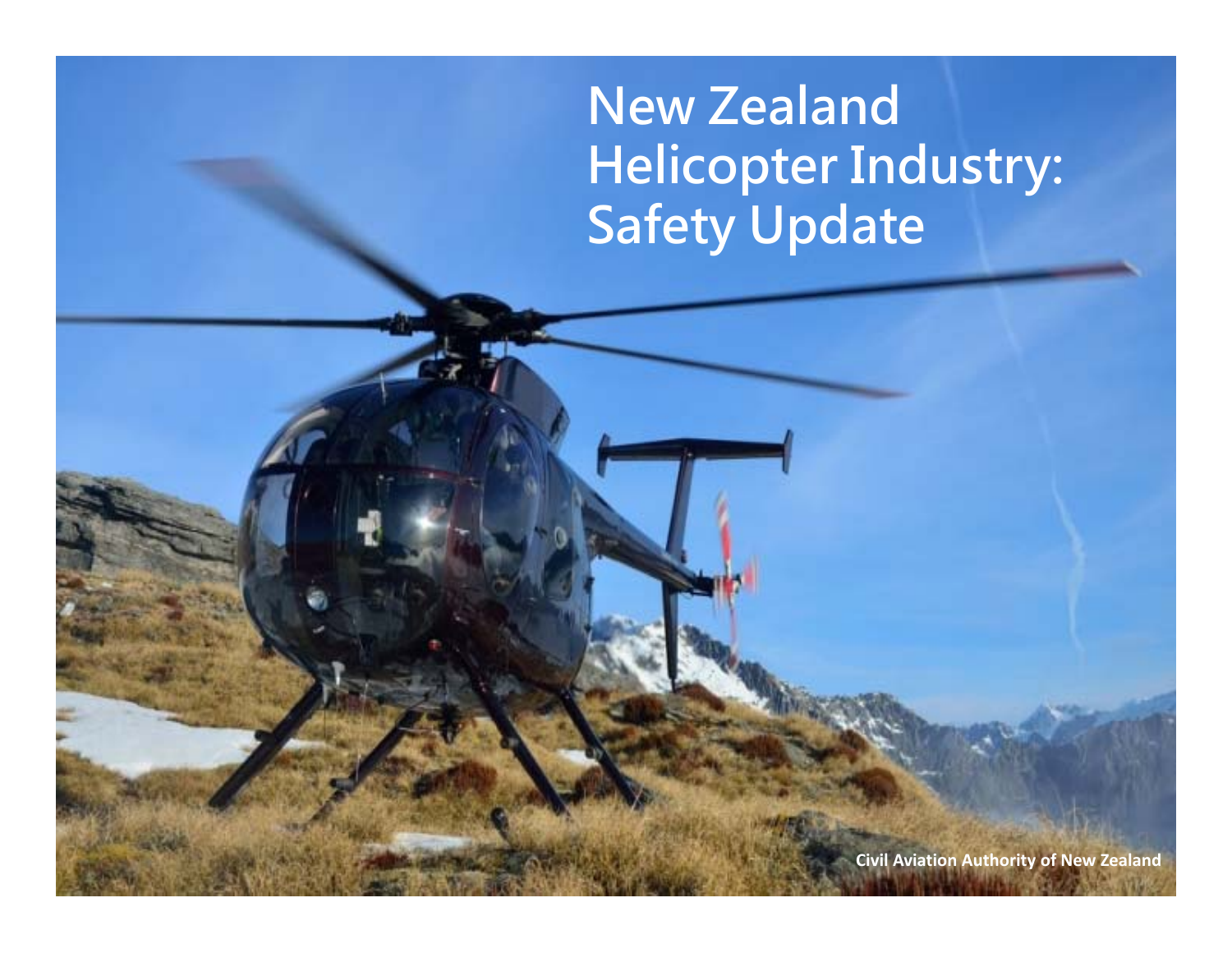# New Zealand Helicopter Industry: Safety Update

Civil Aviation Authority of New Zealand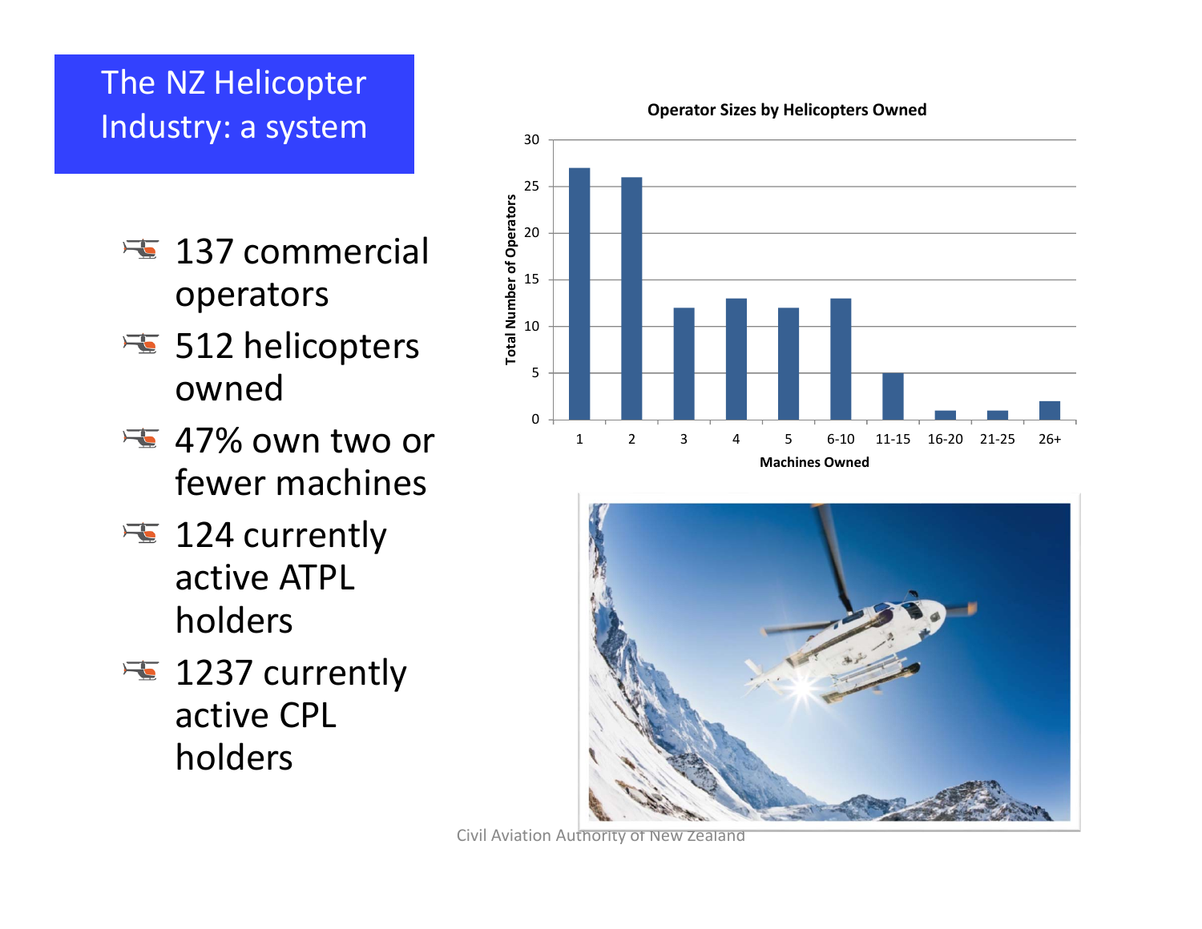# The NZ Helicopter Industry: a system

- 137 commercial operators
- 512 helicopters owned
- 47% own two or fewer machines
- 124 currently active ATPL holders
- 1237 currently active CPL holders

**Operator Sizes by Helicopters Owned**

| Machines Owned | Total Number of Operators |
| --- | --- |
| 1 | 27 |
| 2 | 26 |
| 3 | 12 |
| 4 | 13 |
| 5 | 12 |
| 6-10 | 13 |
| 11-15 | 5 |
| 16-20 | 1 |
| 21-25 | 1 |
| 26+ | 2 |

Civil Aviation Authority of New Zealand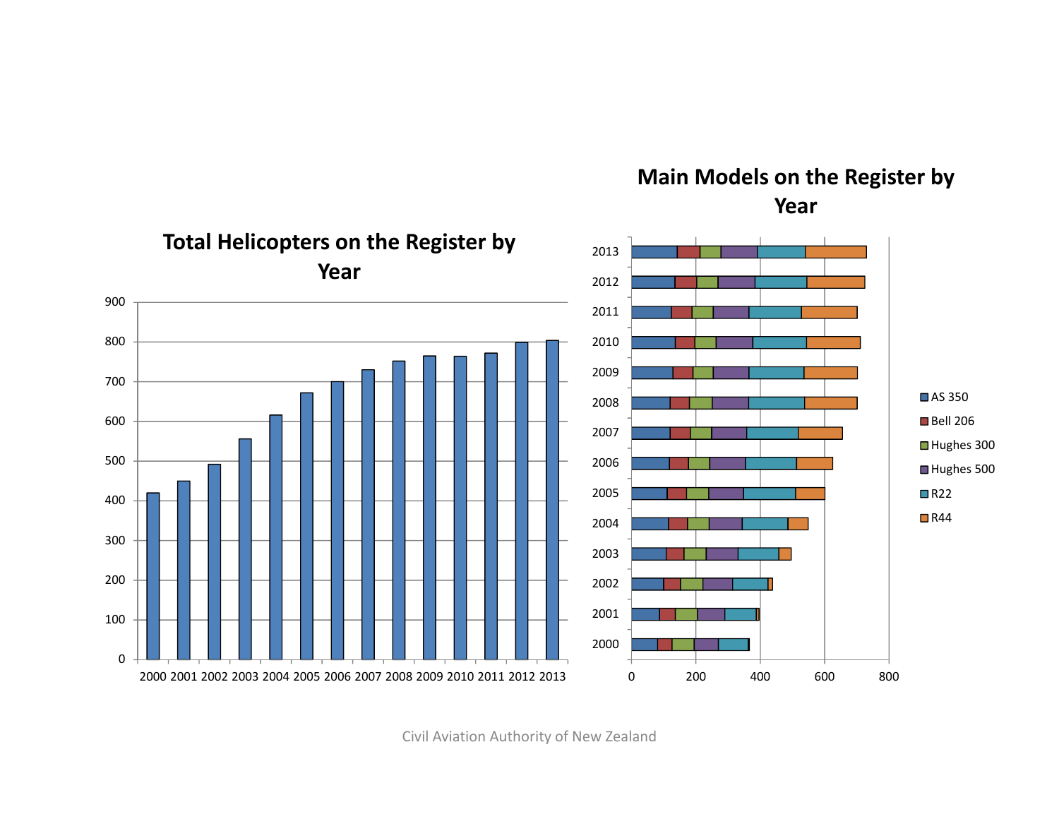## Total Helicopters on the Register by Year

| Year | Total |
|---|---|
| 2000 | 420 |
| 2001 | 450 |
| 2002 | 492 |
| 2003 | 556 |
| 2004 | 616 |
| 2005 | 672 |
| 2006 | 700 |
| 2007 | 730 |
| 2008 | 752 |
| 2009 | 765 |
| 2010 | 764 |
| 2011 | 772 |
| 2012 | 799 |
| 2013 | 804 |

## Main Models on the Register by Year

Legend: AS 350, Bell 206, Hughes 300, Hughes 500, R22, R44

Years: 2000–2013; horizontal axis: 0, 200, 400, 600, 800

Civil Aviation Authority of New Zealand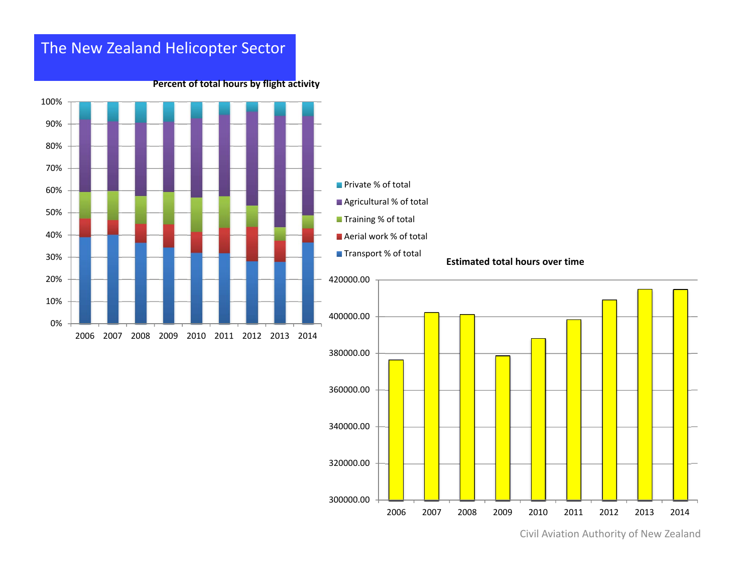# The New Zealand Helicopter Sector

**Percent of total hours by flight activity**

- Private % of total
- Agricultural % of total
- Training % of total
- Aerial work % of total
- Transport % of total

**Estimated total hours over time**

Civil Aviation Authority of New Zealand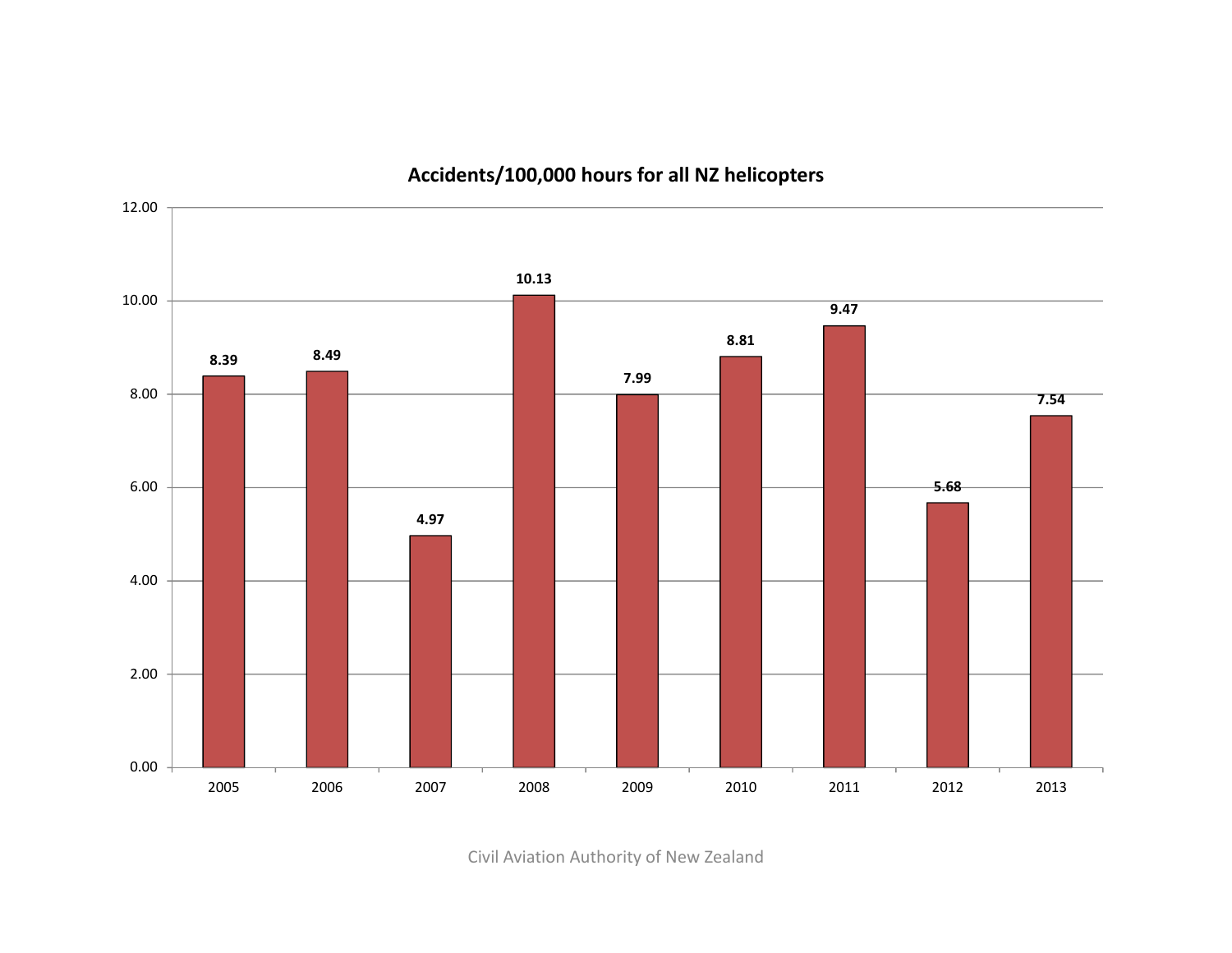## Accidents/100,000 hours for all NZ helicopters

| Year | Accidents/100,000 hours |
|---|---|
| 2005 | 8.39 |
| 2006 | 8.49 |
| 2007 | 4.97 |
| 2008 | 10.13 |
| 2009 | 7.99 |
| 2010 | 8.81 |
| 2011 | 9.47 |
| 2012 | 5.68 |
| 2013 | 7.54 |

Civil Aviation Authority of New Zealand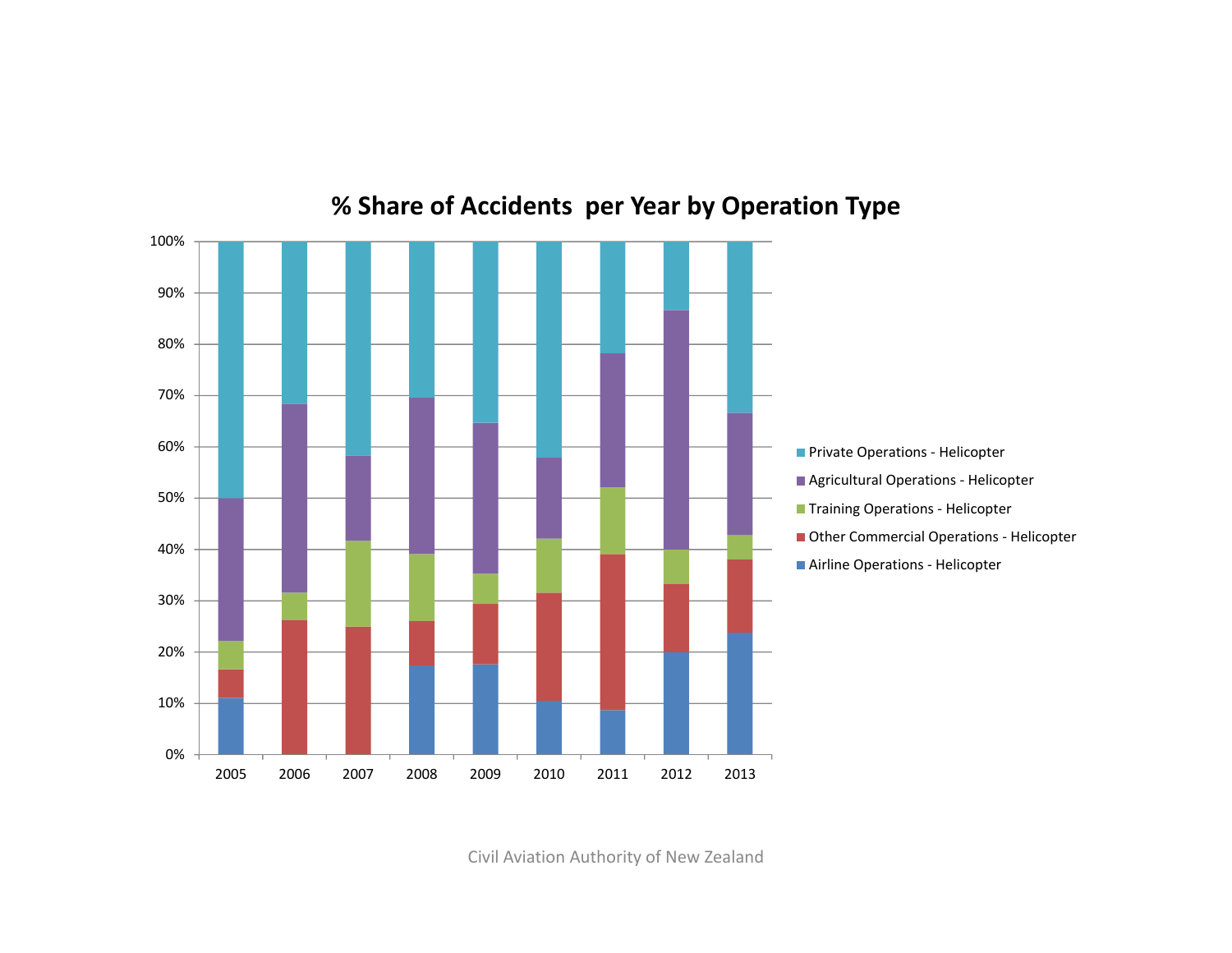## % Share of Accidents per Year by Operation Type

- Private Operations - Helicopter
- Agricultural Operations - Helicopter
- Training Operations - Helicopter
- Other Commercial Operations - Helicopter
- Airline Operations - Helicopter

Civil Aviation Authority of New Zealand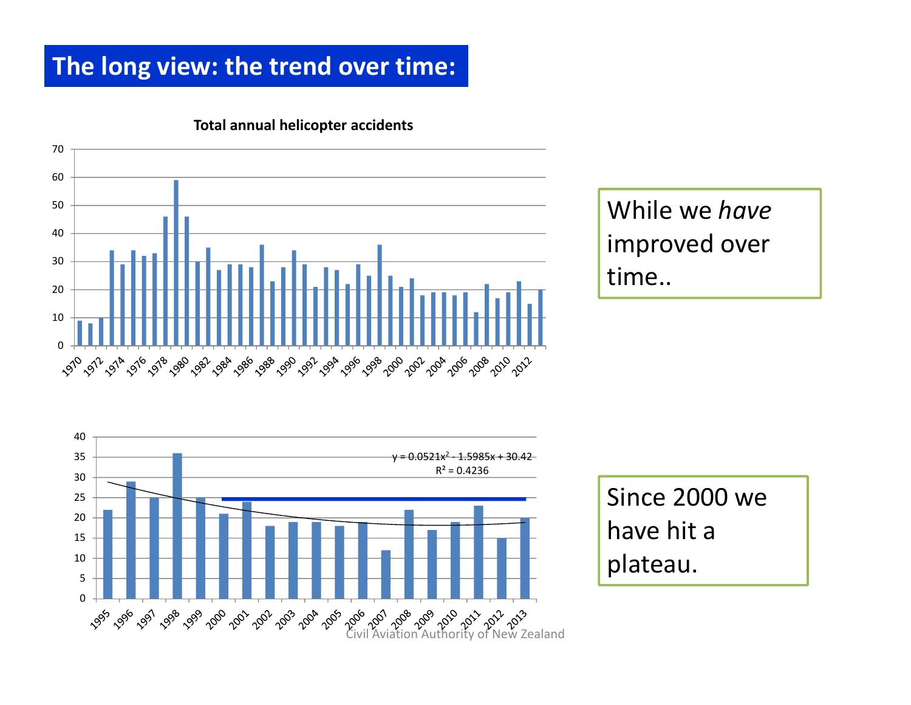# The long view: the trend over time:

**Total annual helicopter accidents**

While we *have* improved over time..

$y = 0.0521x^2 - 1.5985x + 30.42$

$R^2 = 0.4236$

Since 2000 we have hit a plateau.

Civil Aviation Authority of New Zealand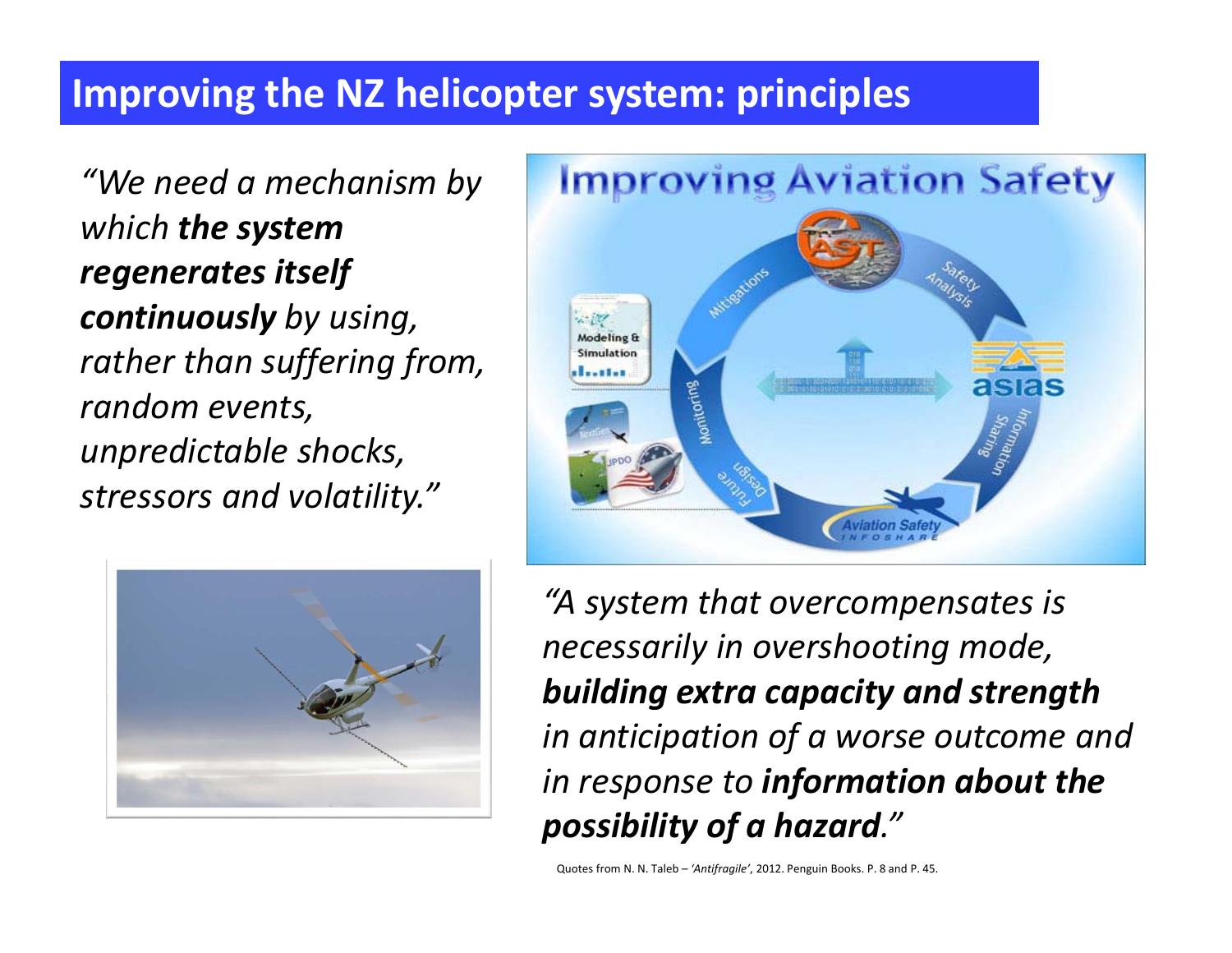# Improving the NZ helicopter system: principles

*"We need a mechanism by which **the system regenerates itself continuously** by using, rather than suffering from, random events, unpredictable shocks, stressors and volatility."*

*"A system that overcompensates is necessarily in overshooting mode, **building extra capacity and strength** in anticipation of a worse outcome and in response to **information about the possibility of a hazard**."*

Quotes from N. N. Taleb – *'Antifragile'*, 2012. Penguin Books. P. 8 and P. 45.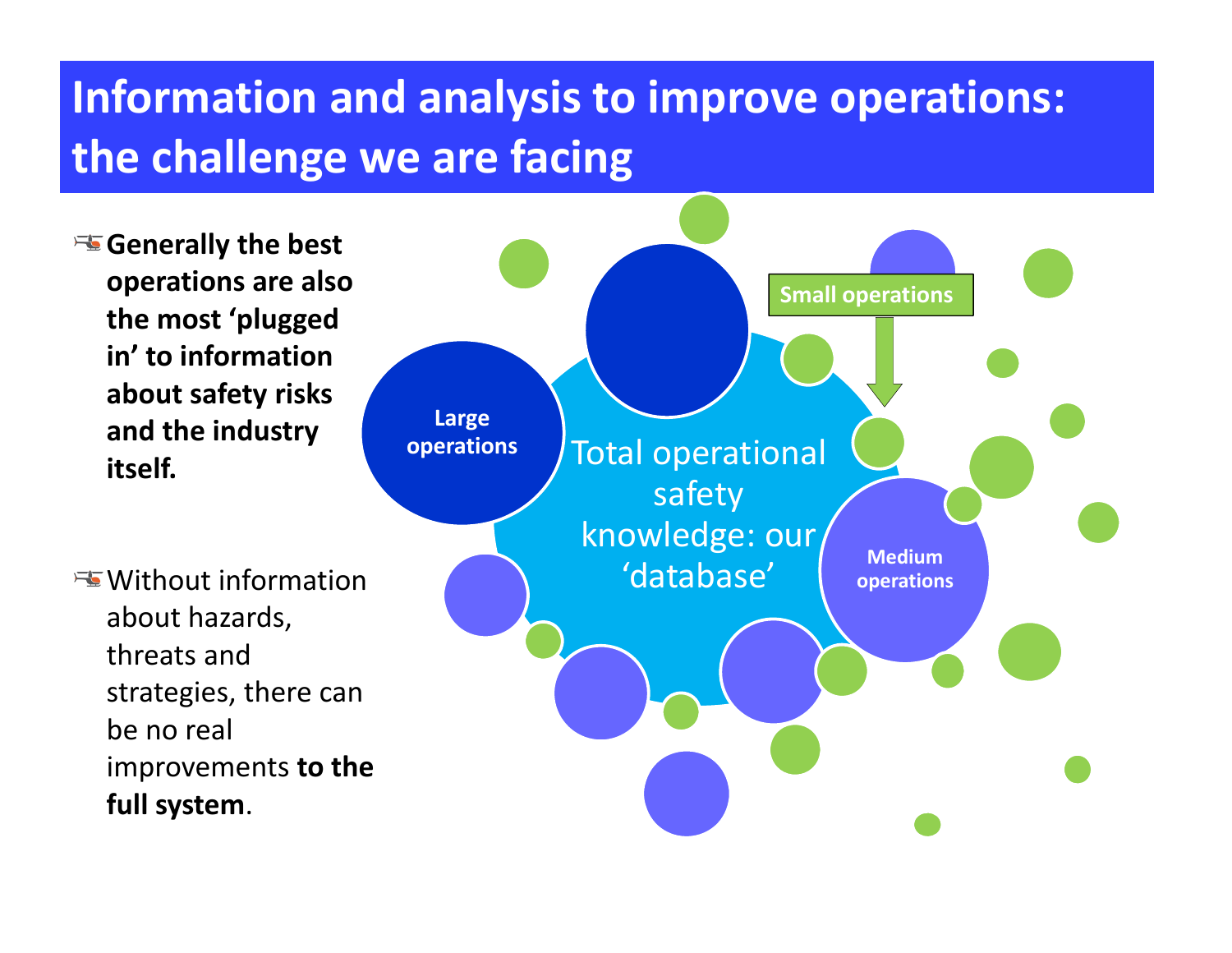# Information and analysis to improve operations: the challenge we are facing

- **Generally the best operations are also the most 'plugged in' to information about safety risks and the industry itself.**

- Without information about hazards, threats and strategies, there can be no real improvements **to the full system**.

Large operations

Total operational safety knowledge: our 'database'

Small operations

Medium operations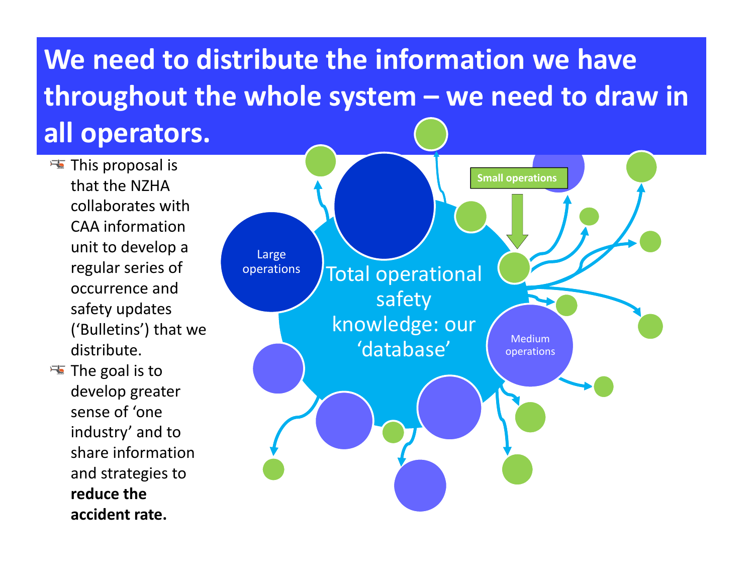# We need to distribute the information we have throughout the whole system – we need to draw in all operators.

- This proposal is that the NZHA collaborates with CAA information unit to develop a regular series of occurrence and safety updates ('Bulletins') that we distribute.
- The goal is to develop greater sense of 'one industry' and to share information and strategies to **reduce the accident rate.**

Total operational safety knowledge: our 'database'

Large operations

Medium operations

Small operations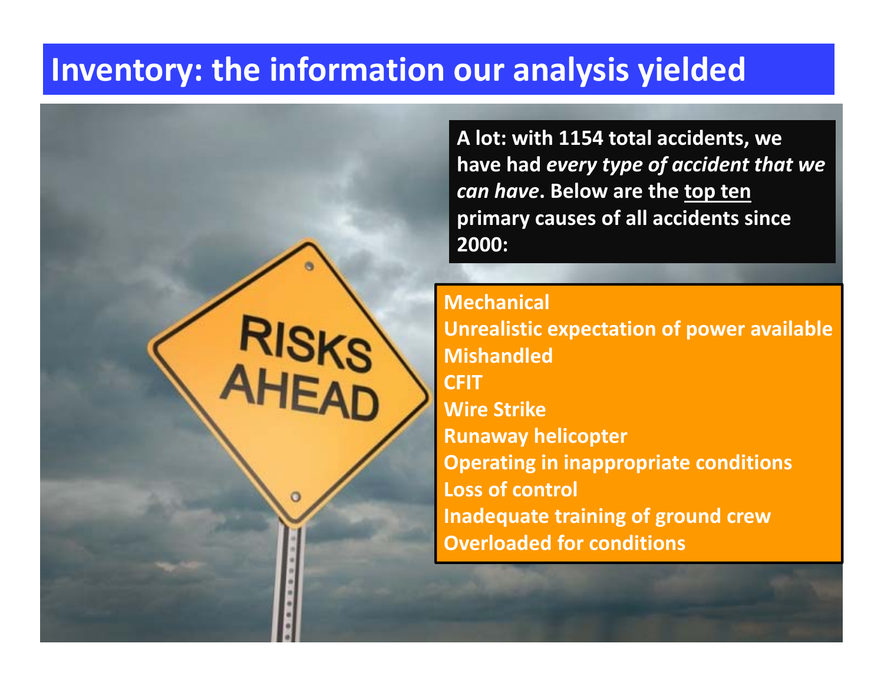# Inventory: the information our analysis yielded

**A lot: with 1154 total accidents, we have had *every type of accident that we can have*. Below are the <u>top ten</u> primary causes of all accidents since 2000:**

**Mechanical**
**Unrealistic expectation of power available**
**Mishandled**
**CFIT**
**Wire Strike**
**Runaway helicopter**
**Operating in inappropriate conditions**
**Loss of control**
**Inadequate training of ground crew**
**Overloaded for conditions**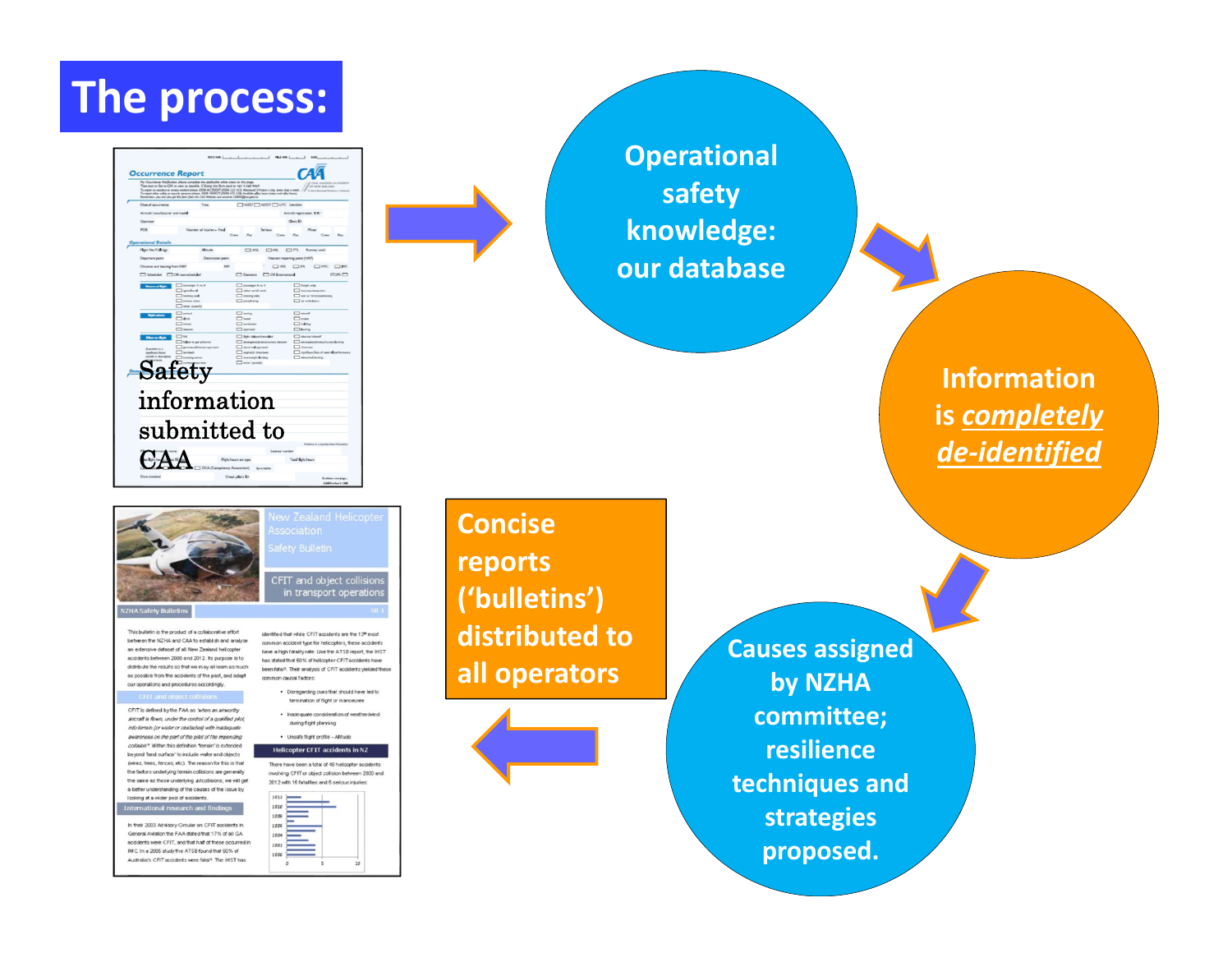# The process:

Safety information submitted to CAA

Operational safety knowledge: our database

Information is ***completely de-identified***

Causes assigned by NZHA committee; resilience techniques and strategies proposed.

Concise reports ('bulletins') distributed to all operators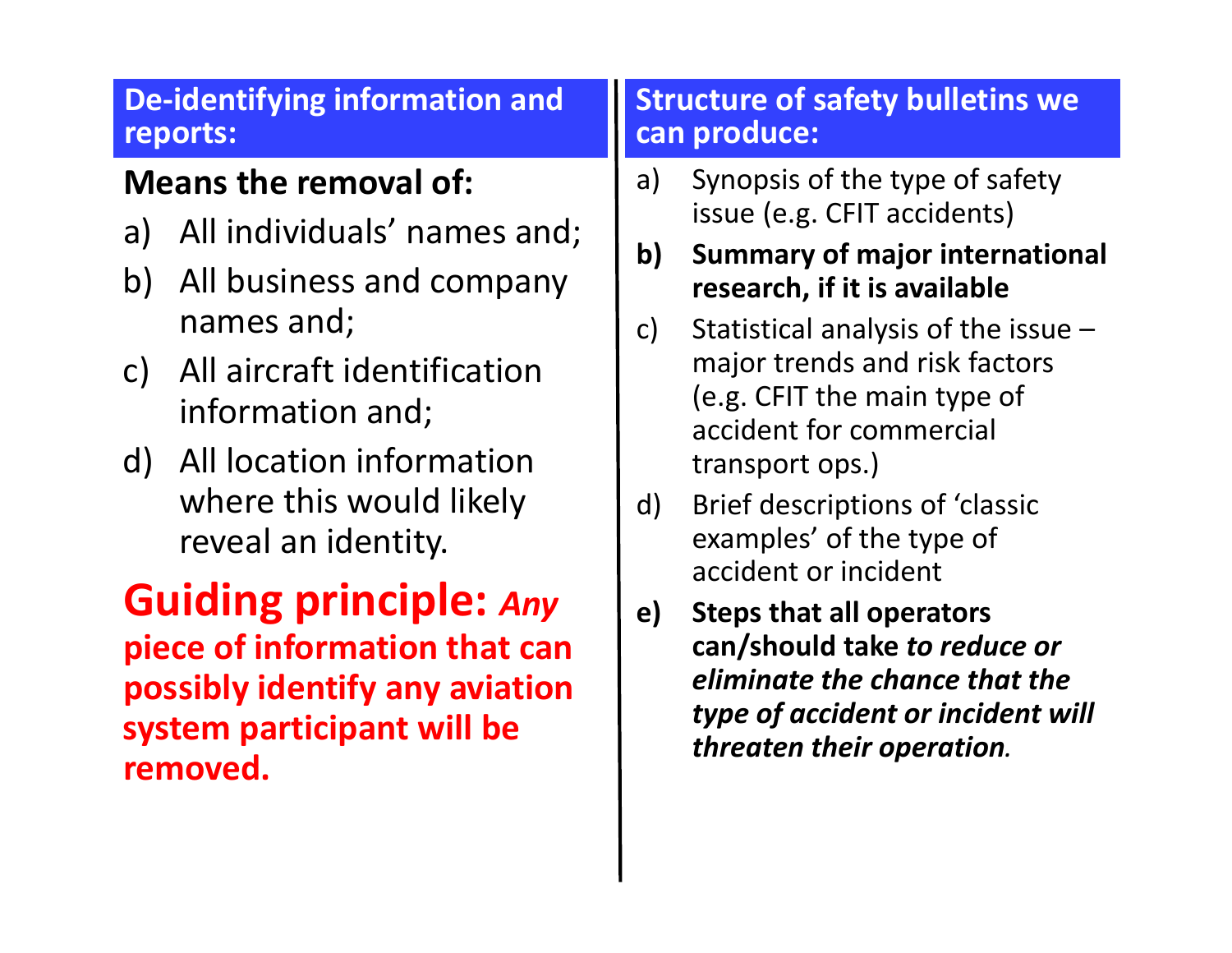## De-identifying information and reports:

**Means the removal of:**

a) All individuals' names and;

b) All business and company names and;

c) All aircraft identification information and;

d) All location information where this would likely reveal an identity.

**Guiding principle:** ***Any*** **piece of information that can possibly identify any aviation system participant will be removed.**

## Structure of safety bulletins we can produce:

a) Synopsis of the type of safety issue (e.g. CFIT accidents)

**b) Summary of major international research, if it is available**

c) Statistical analysis of the issue – major trends and risk factors (e.g. CFIT the main type of accident for commercial transport ops.)

d) Brief descriptions of 'classic examples' of the type of accident or incident

**e) Steps that all operators can/should take** ***to reduce or eliminate the chance that the type of accident or incident will threaten their operation*****.**